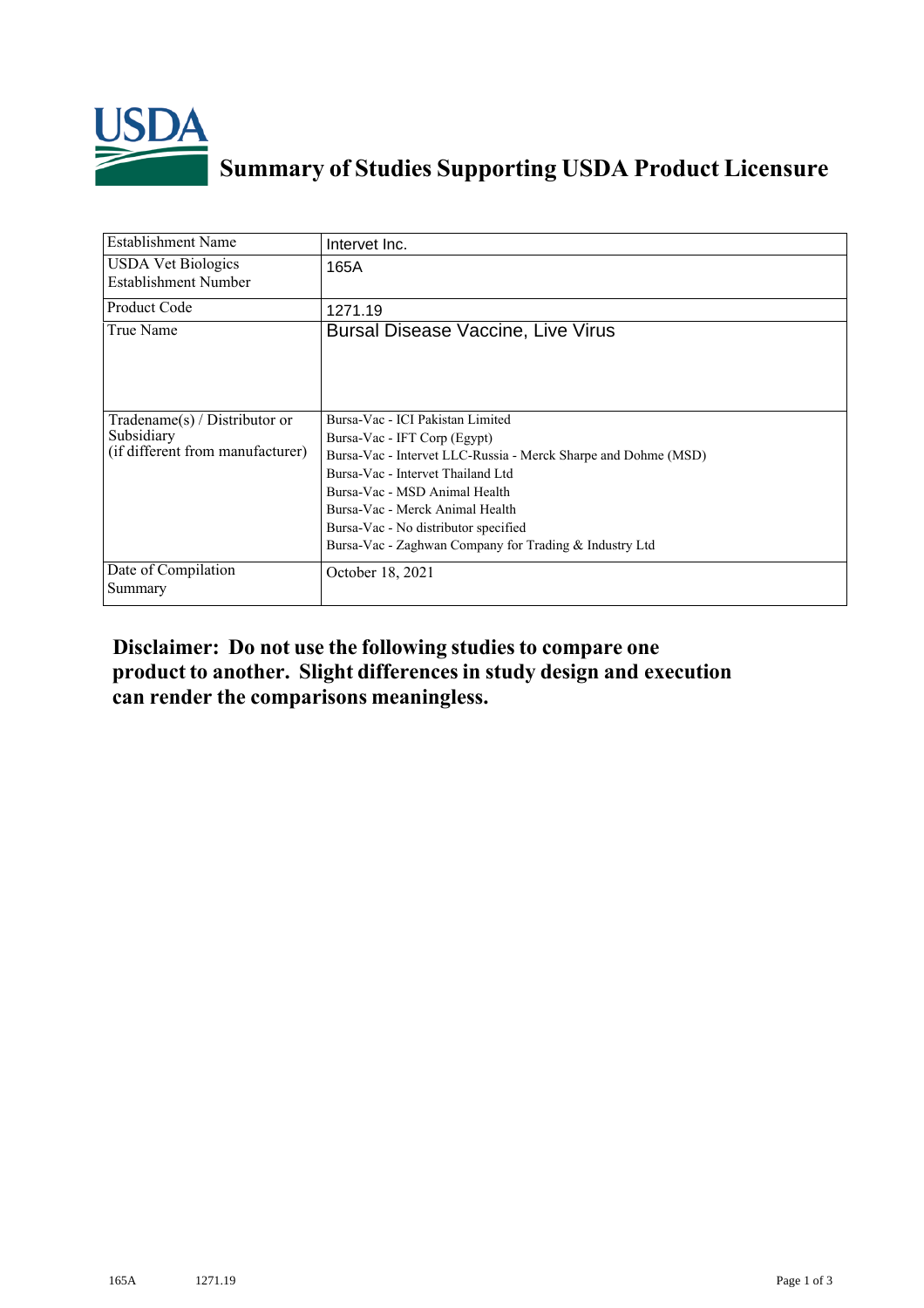# Summary of Studies Supporting USDA Product Licensure

| Establishment Name | Intervet Inc. |
|---|---|
| USDA Vet Biologics Establishment Number | 165A |
| Product Code | 1271.19 |
| True Name | Bursal Disease Vaccine, Live Virus |
| Tradename(s) / Distributor or Subsidiary (if different from manufacturer) | Bursa-Vac - ICI Pakistan Limited<br>Bursa-Vac - IFT Corp (Egypt)<br>Bursa-Vac - Intervet LLC-Russia - Merck Sharpe and Dohme (MSD)<br>Bursa-Vac - Intervet Thailand Ltd<br>Bursa-Vac - MSD Animal Health<br>Bursa-Vac - Merck Animal Health<br>Bursa-Vac - No distributor specified<br>Bursa-Vac - Zaghwan Company for Trading & Industry Ltd |
| Date of Compilation Summary | October 18, 2021 |

**Disclaimer: Do not use the following studies to compare one product to another. Slight differences in study design and execution can render the comparisons meaningless.**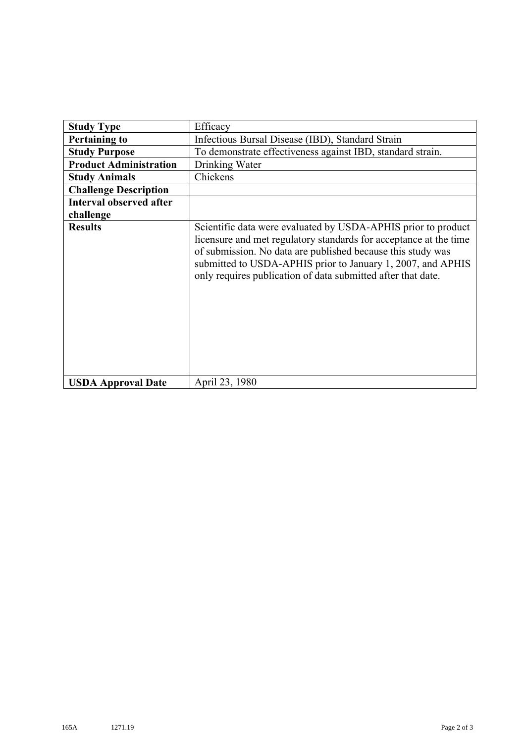| **Study Type** | Efficacy |
|---|---|
| **Pertaining to** | Infectious Bursal Disease (IBD), Standard Strain |
| **Study Purpose** | To demonstrate effectiveness against IBD, standard strain. |
| **Product Administration** | Drinking Water |
| **Study Animals** | Chickens |
| **Challenge Description** | |
| **Interval observed after challenge** | |
| **Results** | Scientific data were evaluated by USDA-APHIS prior to product licensure and met regulatory standards for acceptance at the time of submission. No data are published because this study was submitted to USDA-APHIS prior to January 1, 2007, and APHIS only requires publication of data submitted after that date. |
| **USDA Approval Date** | April 23, 1980 |

165A 1271.19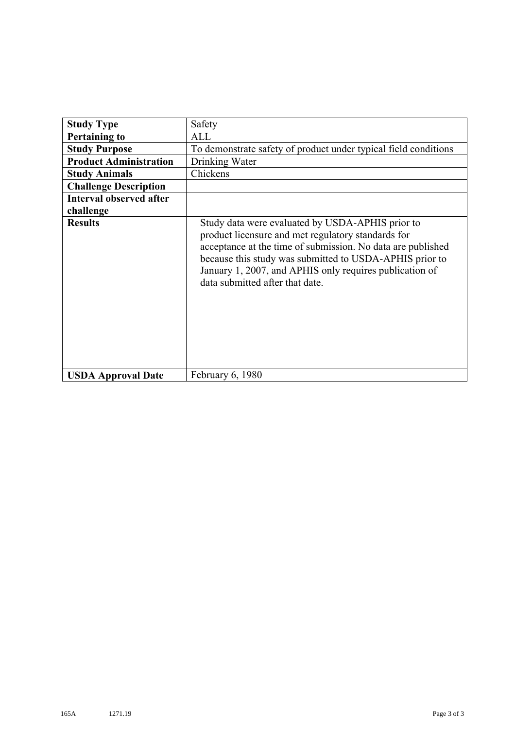| | |
|---|---|
| **Study Type** | Safety |
| **Pertaining to** | ALL |
| **Study Purpose** | To demonstrate safety of product under typical field conditions |
| **Product Administration** | Drinking Water |
| **Study Animals** | Chickens |
| **Challenge Description** | |
| **Interval observed after challenge** | |
| **Results** | Study data were evaluated by USDA-APHIS prior to product licensure and met regulatory standards for acceptance at the time of submission. No data are published because this study was submitted to USDA-APHIS prior to January 1, 2007, and APHIS only requires publication of data submitted after that date. |
| **USDA Approval Date** | February 6, 1980 |